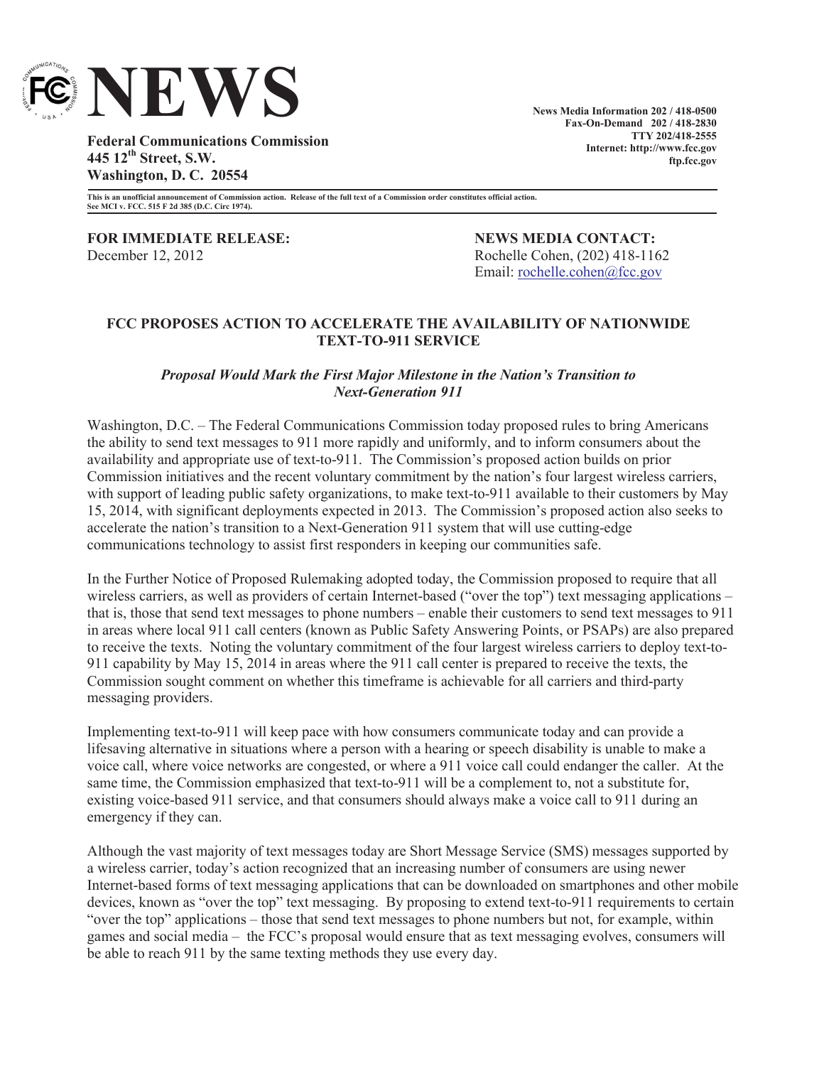# NEWS

**Federal Communications Commission**
**445 12th Street, S.W.**
**Washington, D. C. 20554**

**News Media Information 202 / 418-0500**
**Fax-On-Demand 202 / 418-2830**
**TTY 202/418-2555**
**Internet: http://www.fcc.gov**
**ftp.fcc.gov**

**This is an unofficial announcement of Commission action. Release of the full text of a Commission order constitutes official action. See MCI v. FCC. 515 F 2d 385 (D.C. Circ 1974).**

**FOR IMMEDIATE RELEASE:**
December 12, 2012

**NEWS MEDIA CONTACT:**
Rochelle Cohen, (202) 418-1162
Email: rochelle.cohen@fcc.gov

## FCC PROPOSES ACTION TO ACCELERATE THE AVAILABILITY OF NATIONWIDE TEXT-TO-911 SERVICE

***Proposal Would Mark the First Major Milestone in the Nation's Transition to Next-Generation 911***

Washington, D.C. – The Federal Communications Commission today proposed rules to bring Americans the ability to send text messages to 911 more rapidly and uniformly, and to inform consumers about the availability and appropriate use of text-to-911. The Commission's proposed action builds on prior Commission initiatives and the recent voluntary commitment by the nation's four largest wireless carriers, with support of leading public safety organizations, to make text-to-911 available to their customers by May 15, 2014, with significant deployments expected in 2013. The Commission's proposed action also seeks to accelerate the nation's transition to a Next-Generation 911 system that will use cutting-edge communications technology to assist first responders in keeping our communities safe.

In the Further Notice of Proposed Rulemaking adopted today, the Commission proposed to require that all wireless carriers, as well as providers of certain Internet-based ("over the top") text messaging applications – that is, those that send text messages to phone numbers – enable their customers to send text messages to 911 in areas where local 911 call centers (known as Public Safety Answering Points, or PSAPs) are also prepared to receive the texts. Noting the voluntary commitment of the four largest wireless carriers to deploy text-to-911 capability by May 15, 2014 in areas where the 911 call center is prepared to receive the texts, the Commission sought comment on whether this timeframe is achievable for all carriers and third-party messaging providers.

Implementing text-to-911 will keep pace with how consumers communicate today and can provide a lifesaving alternative in situations where a person with a hearing or speech disability is unable to make a voice call, where voice networks are congested, or where a 911 voice call could endanger the caller. At the same time, the Commission emphasized that text-to-911 will be a complement to, not a substitute for, existing voice-based 911 service, and that consumers should always make a voice call to 911 during an emergency if they can.

Although the vast majority of text messages today are Short Message Service (SMS) messages supported by a wireless carrier, today's action recognized that an increasing number of consumers are using newer Internet-based forms of text messaging applications that can be downloaded on smartphones and other mobile devices, known as "over the top" text messaging. By proposing to extend text-to-911 requirements to certain "over the top" applications – those that send text messages to phone numbers but not, for example, within games and social media – the FCC's proposal would ensure that as text messaging evolves, consumers will be able to reach 911 by the same texting methods they use every day.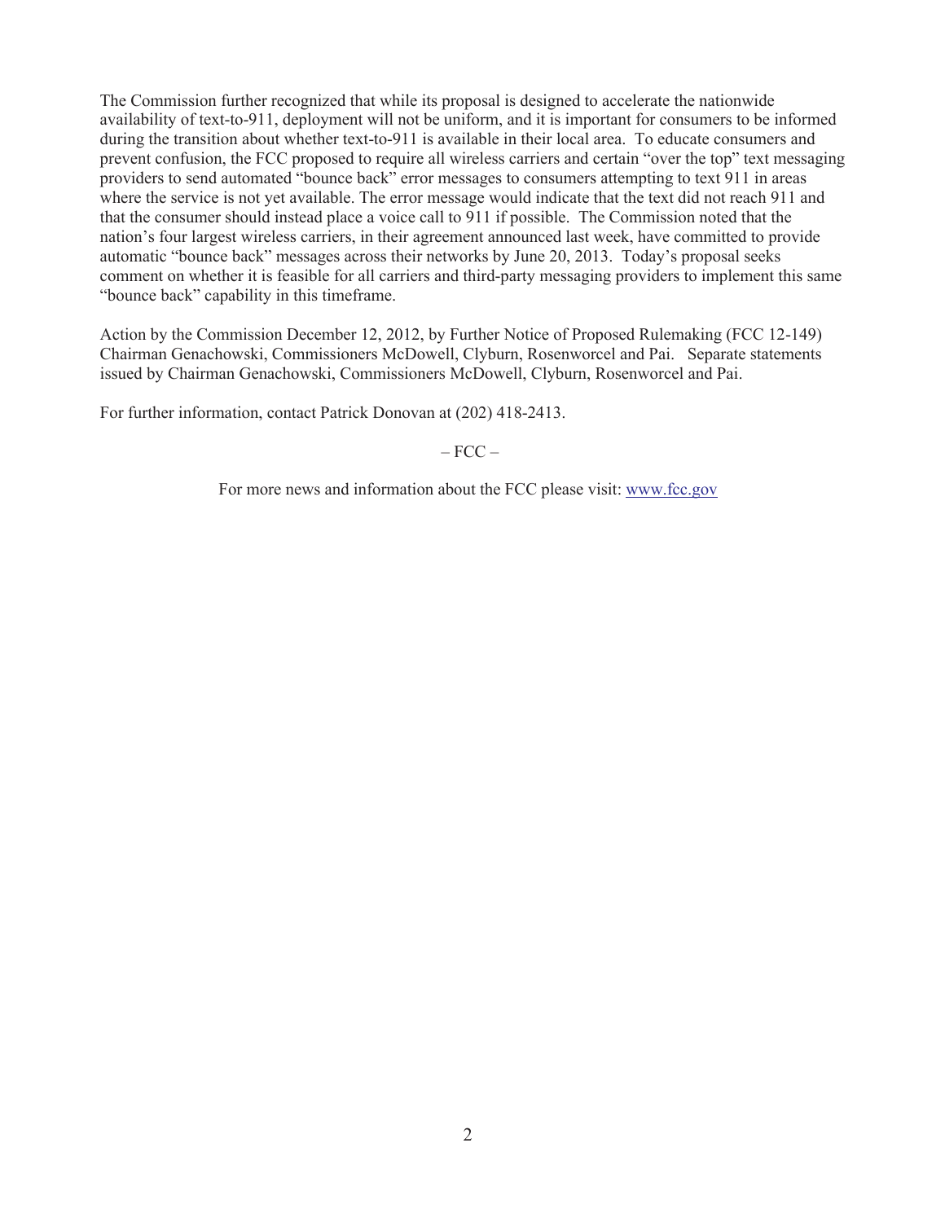The Commission further recognized that while its proposal is designed to accelerate the nationwide availability of text-to-911, deployment will not be uniform, and it is important for consumers to be informed during the transition about whether text-to-911 is available in their local area. To educate consumers and prevent confusion, the FCC proposed to require all wireless carriers and certain "over the top" text messaging providers to send automated "bounce back" error messages to consumers attempting to text 911 in areas where the service is not yet available. The error message would indicate that the text did not reach 911 and that the consumer should instead place a voice call to 911 if possible. The Commission noted that the nation's four largest wireless carriers, in their agreement announced last week, have committed to provide automatic "bounce back" messages across their networks by June 20, 2013. Today's proposal seeks comment on whether it is feasible for all carriers and third-party messaging providers to implement this same "bounce back" capability in this timeframe.

Action by the Commission December 12, 2012, by Further Notice of Proposed Rulemaking (FCC 12-149) Chairman Genachowski, Commissioners McDowell, Clyburn, Rosenworcel and Pai. Separate statements issued by Chairman Genachowski, Commissioners McDowell, Clyburn, Rosenworcel and Pai.

For further information, contact Patrick Donovan at (202) 418-2413.

– FCC –

For more news and information about the FCC please visit: www.fcc.gov